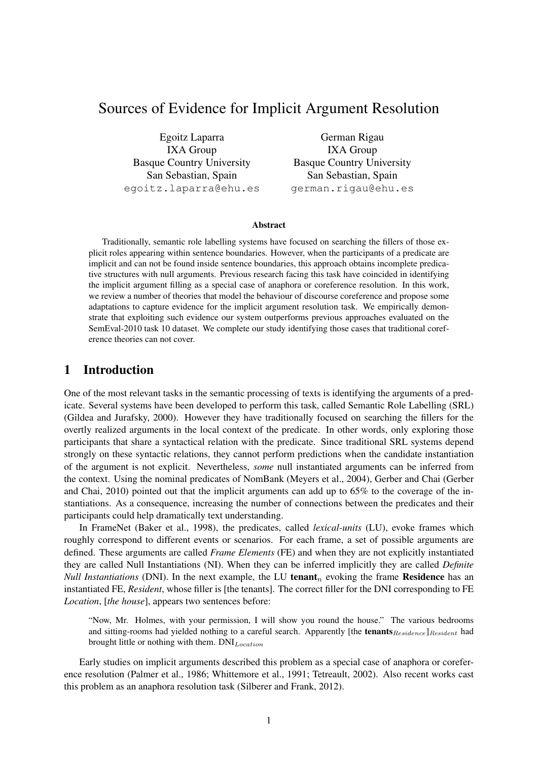# Sources of Evidence for Implicit Argument Resolution

Egoitz Laparra
IXA Group
Basque Country University
San Sebastian, Spain
egoitz.laparra@ehu.es

German Rigau
IXA Group
Basque Country University
San Sebastian, Spain
german.rigau@ehu.es

### Abstract

Traditionally, semantic role labelling systems have focused on searching the fillers of those explicit roles appearing within sentence boundaries. However, when the participants of a predicate are implicit and can not be found inside sentence boundaries, this approach obtains incomplete predicative structures with null arguments. Previous research facing this task have coincided in identifying the implicit argument filling as a special case of anaphora or coreference resolution. In this work, we review a number of theories that model the behaviour of discourse coreference and propose some adaptations to capture evidence for the implicit argument resolution task. We empirically demonstrate that exploiting such evidence our system outperforms previous approaches evaluated on the SemEval-2010 task 10 dataset. We complete our study identifying those cases that traditional coreference theories can not cover.

## 1 Introduction

One of the most relevant tasks in the semantic processing of texts is identifying the arguments of a predicate. Several systems have been developed to perform this task, called Semantic Role Labelling (SRL) (Gildea and Jurafsky, 2000). However they have traditionally focused on searching the fillers for the overtly realized arguments in the local context of the predicate. In other words, only exploring those participants that share a syntactical relation with the predicate. Since traditional SRL systems depend strongly on these syntactic relations, they cannot perform predictions when the candidate instantiation of the argument is not explicit. Nevertheless, *some* null instantiated arguments can be inferred from the context. Using the nominal predicates of NomBank (Meyers et al., 2004), Gerber and Chai (Gerber and Chai, 2010) pointed out that the implicit arguments can add up to 65% to the coverage of the instantiations. As a consequence, increasing the number of connections between the predicates and their participants could help dramatically text understanding.

In FrameNet (Baker et al., 1998), the predicates, called *lexical-units* (LU), evoke frames which roughly correspond to different events or scenarios. For each frame, a set of possible arguments are defined. These arguments are called *Frame Elements* (FE) and when they are not explicitly instantiated they are called Null Instantiations (NI). When they can be inferred implicitly they are called *Definite Null Instantiations* (DNI). In the next example, the LU **tenant**$_n$ evoking the frame **Residence** has an instantiated FE, *Resident*, whose filler is [the tenants]. The correct filler for the DNI corresponding to FE *Location*, [*the house*], appears two sentences before:

> "Now, Mr. Holmes, with your permission, I will show you round the house." The various bedrooms and sitting-rooms had yielded nothing to a careful search. Apparently [the **tenants**$_{Residence}$]$_{Resident}$ had brought little or nothing with them. DNI$_{Location}$

Early studies on implicit arguments described this problem as a special case of anaphora or coreference resolution (Palmer et al., 1986; Whittemore et al., 1991; Tetreault, 2002). Also recent works cast this problem as an anaphora resolution task (Silberer and Frank, 2012).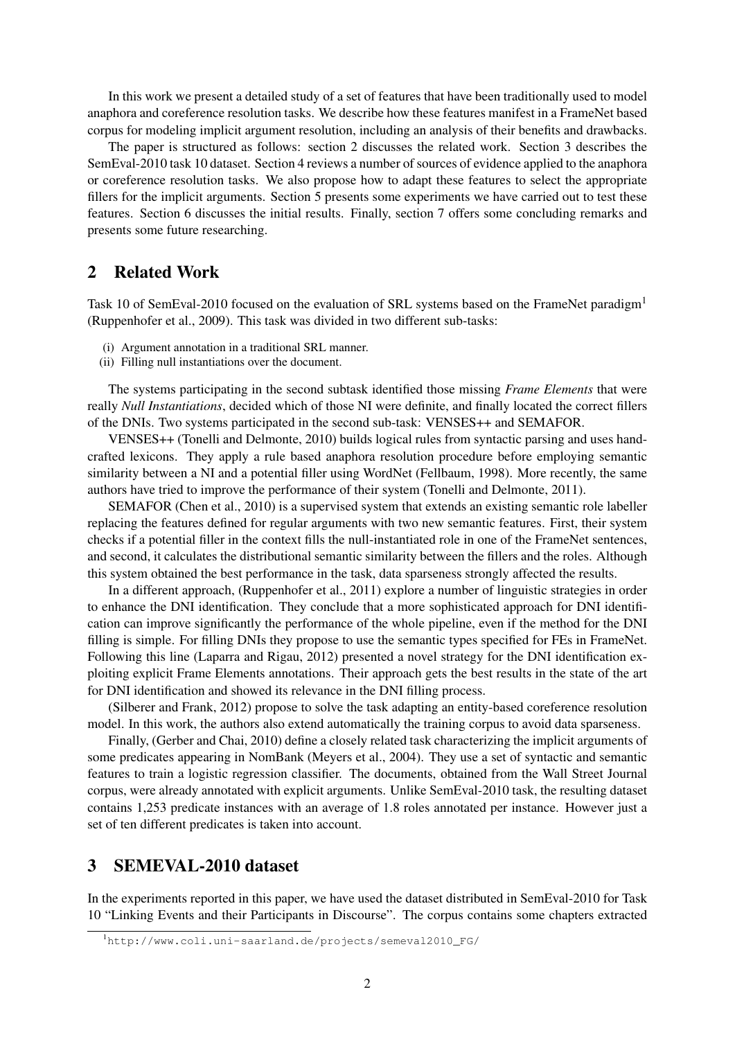In this work we present a detailed study of a set of features that have been traditionally used to model anaphora and coreference resolution tasks. We describe how these features manifest in a FrameNet based corpus for modeling implicit argument resolution, including an analysis of their benefits and drawbacks.

The paper is structured as follows: section 2 discusses the related work. Section 3 describes the SemEval-2010 task 10 dataset. Section 4 reviews a number of sources of evidence applied to the anaphora or coreference resolution tasks. We also propose how to adapt these features to select the appropriate fillers for the implicit arguments. Section 5 presents some experiments we have carried out to test these features. Section 6 discusses the initial results. Finally, section 7 offers some concluding remarks and presents some future researching.

## 2 Related Work

Task 10 of SemEval-2010 focused on the evaluation of SRL systems based on the FrameNet paradigm[1] (Ruppenhofer et al., 2009). This task was divided in two different sub-tasks:

(i) Argument annotation in a traditional SRL manner.
(ii) Filling null instantiations over the document.

The systems participating in the second subtask identified those missing *Frame Elements* that were really *Null Instantiations*, decided which of those NI were definite, and finally located the correct fillers of the DNIs. Two systems participated in the second sub-task: VENSES++ and SEMAFOR.

VENSES++ (Tonelli and Delmonte, 2010) builds logical rules from syntactic parsing and uses hand-crafted lexicons. They apply a rule based anaphora resolution procedure before employing semantic similarity between a NI and a potential filler using WordNet (Fellbaum, 1998). More recently, the same authors have tried to improve the performance of their system (Tonelli and Delmonte, 2011).

SEMAFOR (Chen et al., 2010) is a supervised system that extends an existing semantic role labeller replacing the features defined for regular arguments with two new semantic features. First, their system checks if a potential filler in the context fills the null-instantiated role in one of the FrameNet sentences, and second, it calculates the distributional semantic similarity between the fillers and the roles. Although this system obtained the best performance in the task, data sparseness strongly affected the results.

In a different approach, (Ruppenhofer et al., 2011) explore a number of linguistic strategies in order to enhance the DNI identification. They conclude that a more sophisticated approach for DNI identification can improve significantly the performance of the whole pipeline, even if the method for the DNI filling is simple. For filling DNIs they propose to use the semantic types specified for FEs in FrameNet. Following this line (Laparra and Rigau, 2012) presented a novel strategy for the DNI identification exploiting explicit Frame Elements annotations. Their approach gets the best results in the state of the art for DNI identification and showed its relevance in the DNI filling process.

(Silberer and Frank, 2012) propose to solve the task adapting an entity-based coreference resolution model. In this work, the authors also extend automatically the training corpus to avoid data sparseness.

Finally, (Gerber and Chai, 2010) define a closely related task characterizing the implicit arguments of some predicates appearing in NomBank (Meyers et al., 2004). They use a set of syntactic and semantic features to train a logistic regression classifier. The documents, obtained from the Wall Street Journal corpus, were already annotated with explicit arguments. Unlike SemEval-2010 task, the resulting dataset contains 1,253 predicate instances with an average of 1.8 roles annotated per instance. However just a set of ten different predicates is taken into account.

## 3 SEMEVAL-2010 dataset

In the experiments reported in this paper, we have used the dataset distributed in SemEval-2010 for Task 10 "Linking Events and their Participants in Discourse". The corpus contains some chapters extracted

[1] http://www.coli.uni-saarland.de/projects/semeval2010_FG/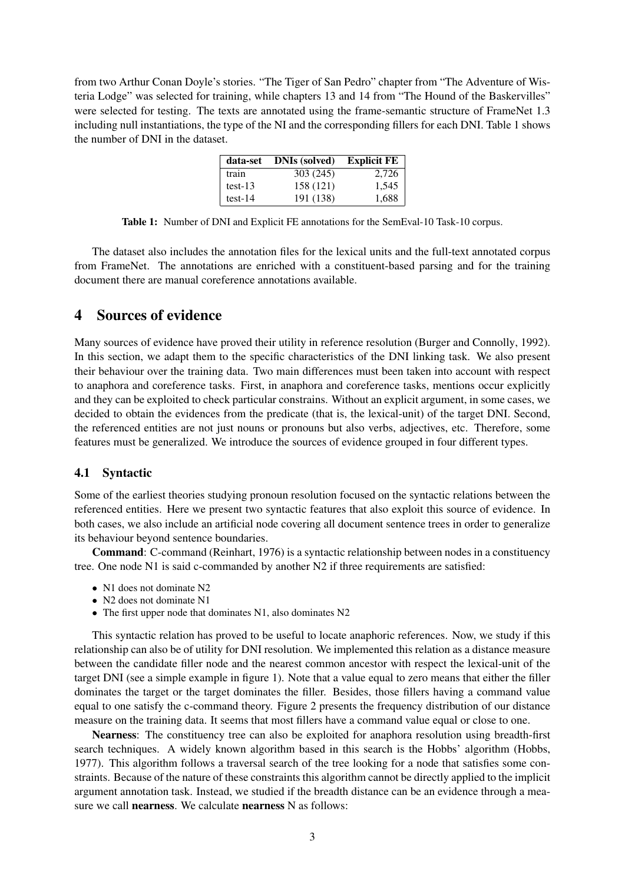from two Arthur Conan Doyle's stories. "The Tiger of San Pedro" chapter from "The Adventure of Wisteria Lodge" was selected for training, while chapters 13 and 14 from "The Hound of the Baskervilles" were selected for testing. The texts are annotated using the frame-semantic structure of FrameNet 1.3 including null instantiations, the type of the NI and the corresponding fillers for each DNI. Table 1 shows the number of DNI in the dataset.

| data-set | DNIs (solved) | Explicit FE |
|---|---|---|
| train | 303 (245) | 2,726 |
| test-13 | 158 (121) | 1,545 |
| test-14 | 191 (138) | 1,688 |

**Table 1:** Number of DNI and Explicit FE annotations for the SemEval-10 Task-10 corpus.

The dataset also includes the annotation files for the lexical units and the full-text annotated corpus from FrameNet. The annotations are enriched with a constituent-based parsing and for the training document there are manual coreference annotations available.

## 4 Sources of evidence

Many sources of evidence have proved their utility in reference resolution (Burger and Connolly, 1992). In this section, we adapt them to the specific characteristics of the DNI linking task. We also present their behaviour over the training data. Two main differences must been taken into account with respect to anaphora and coreference tasks. First, in anaphora and coreference tasks, mentions occur explicitly and they can be exploited to check particular constrains. Without an explicit argument, in some cases, we decided to obtain the evidences from the predicate (that is, the lexical-unit) of the target DNI. Second, the referenced entities are not just nouns or pronouns but also verbs, adjectives, etc. Therefore, some features must be generalized. We introduce the sources of evidence grouped in four different types.

### 4.1 Syntactic

Some of the earliest theories studying pronoun resolution focused on the syntactic relations between the referenced entities. Here we present two syntactic features that also exploit this source of evidence. In both cases, we also include an artificial node covering all document sentence trees in order to generalize its behaviour beyond sentence boundaries.

**Command**: C-command (Reinhart, 1976) is a syntactic relationship between nodes in a constituency tree. One node N1 is said c-commanded by another N2 if three requirements are satisfied:

- N1 does not dominate N2
- N2 does not dominate N1
- The first upper node that dominates N1, also dominates N2

This syntactic relation has proved to be useful to locate anaphoric references. Now, we study if this relationship can also be of utility for DNI resolution. We implemented this relation as a distance measure between the candidate filler node and the nearest common ancestor with respect the lexical-unit of the target DNI (see a simple example in figure 1). Note that a value equal to zero means that either the filler dominates the target or the target dominates the filler. Besides, those fillers having a command value equal to one satisfy the c-command theory. Figure 2 presents the frequency distribution of our distance measure on the training data. It seems that most fillers have a command value equal or close to one.

**Nearness**: The constituency tree can also be exploited for anaphora resolution using breadth-first search techniques. A widely known algorithm based in this search is the Hobbs' algorithm (Hobbs, 1977). This algorithm follows a traversal search of the tree looking for a node that satisfies some constraints. Because of the nature of these constraints this algorithm cannot be directly applied to the implicit argument annotation task. Instead, we studied if the breadth distance can be an evidence through a measure we call **nearness**. We calculate **nearness** N as follows: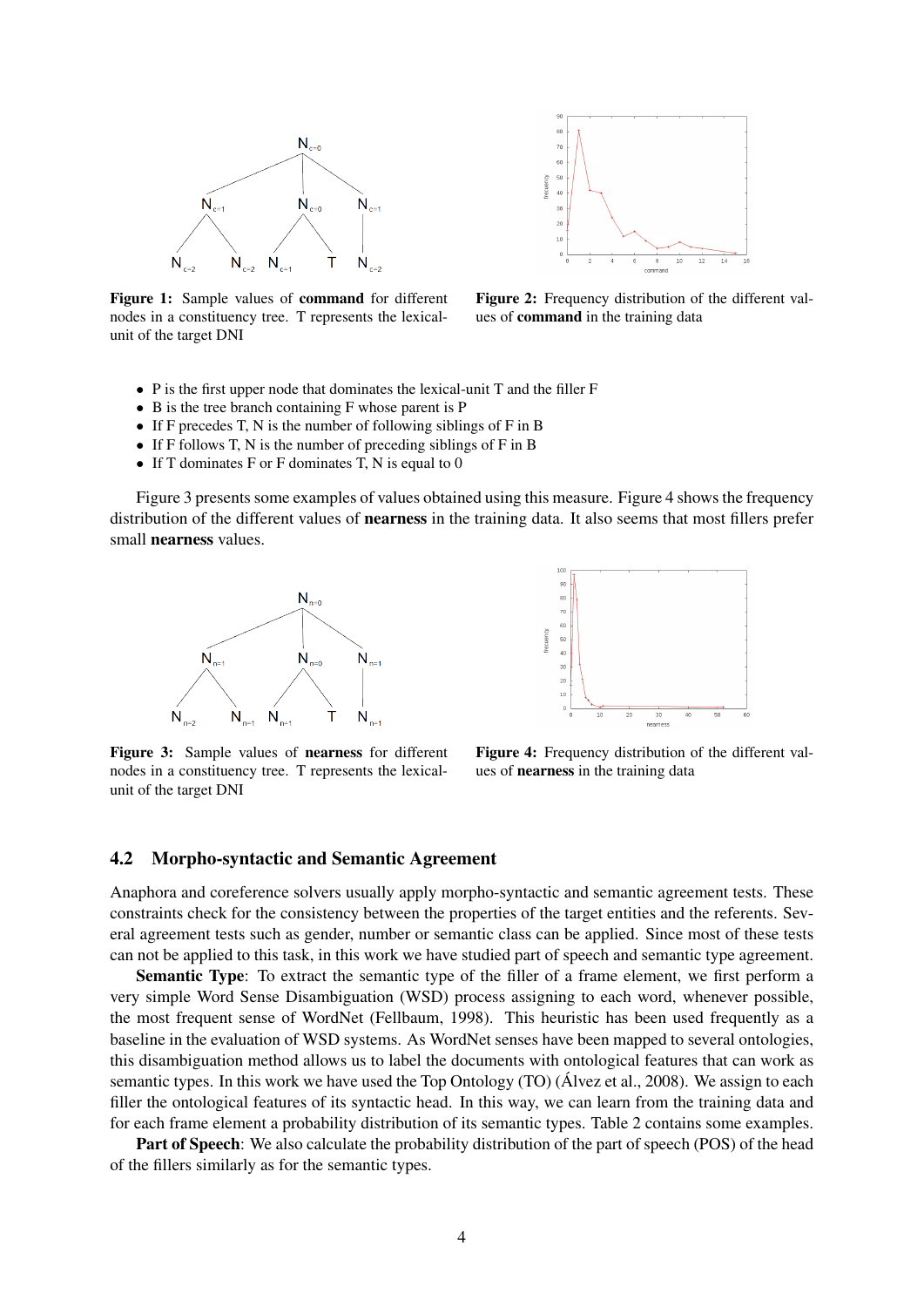Figure 1: Sample values of **command** for different nodes in a constituency tree. T represents the lexical-unit of the target DNI

Figure 2: Frequency distribution of the different values of **command** in the training data

- P is the first upper node that dominates the lexical-unit T and the filler F
- B is the tree branch containing F whose parent is P
- If F precedes T, N is the number of following siblings of F in B
- If F follows T, N is the number of preceding siblings of F in B
- If T dominates F or F dominates T, N is equal to 0

Figure 3 presents some examples of values obtained using this measure. Figure 4 shows the frequency distribution of the different values of **nearness** in the training data. It also seems that most fillers prefer small **nearness** values.

Figure 3: Sample values of **nearness** for different nodes in a constituency tree. T represents the lexical-unit of the target DNI

Figure 4: Frequency distribution of the different values of **nearness** in the training data

### 4.2 Morpho-syntactic and Semantic Agreement

Anaphora and coreference solvers usually apply morpho-syntactic and semantic agreement tests. These constraints check for the consistency between the properties of the target entities and the referents. Several agreement tests such as gender, number or semantic class can be applied. Since most of these tests can not be applied to this task, in this work we have studied part of speech and semantic type agreement.

**Semantic Type**: To extract the semantic type of the filler of a frame element, we first perform a very simple Word Sense Disambiguation (WSD) process assigning to each word, whenever possible, the most frequent sense of WordNet (Fellbaum, 1998). This heuristic has been used frequently as a baseline in the evaluation of WSD systems. As WordNet senses have been mapped to several ontologies, this disambiguation method allows us to label the documents with ontological features that can work as semantic types. In this work we have used the Top Ontology (TO) (Álvez et al., 2008). We assign to each filler the ontological features of its syntactic head. In this way, we can learn from the training data and for each frame element a probability distribution of its semantic types. Table 2 contains some examples.

**Part of Speech**: We also calculate the probability distribution of the part of speech (POS) of the head of the fillers similarly as for the semantic types.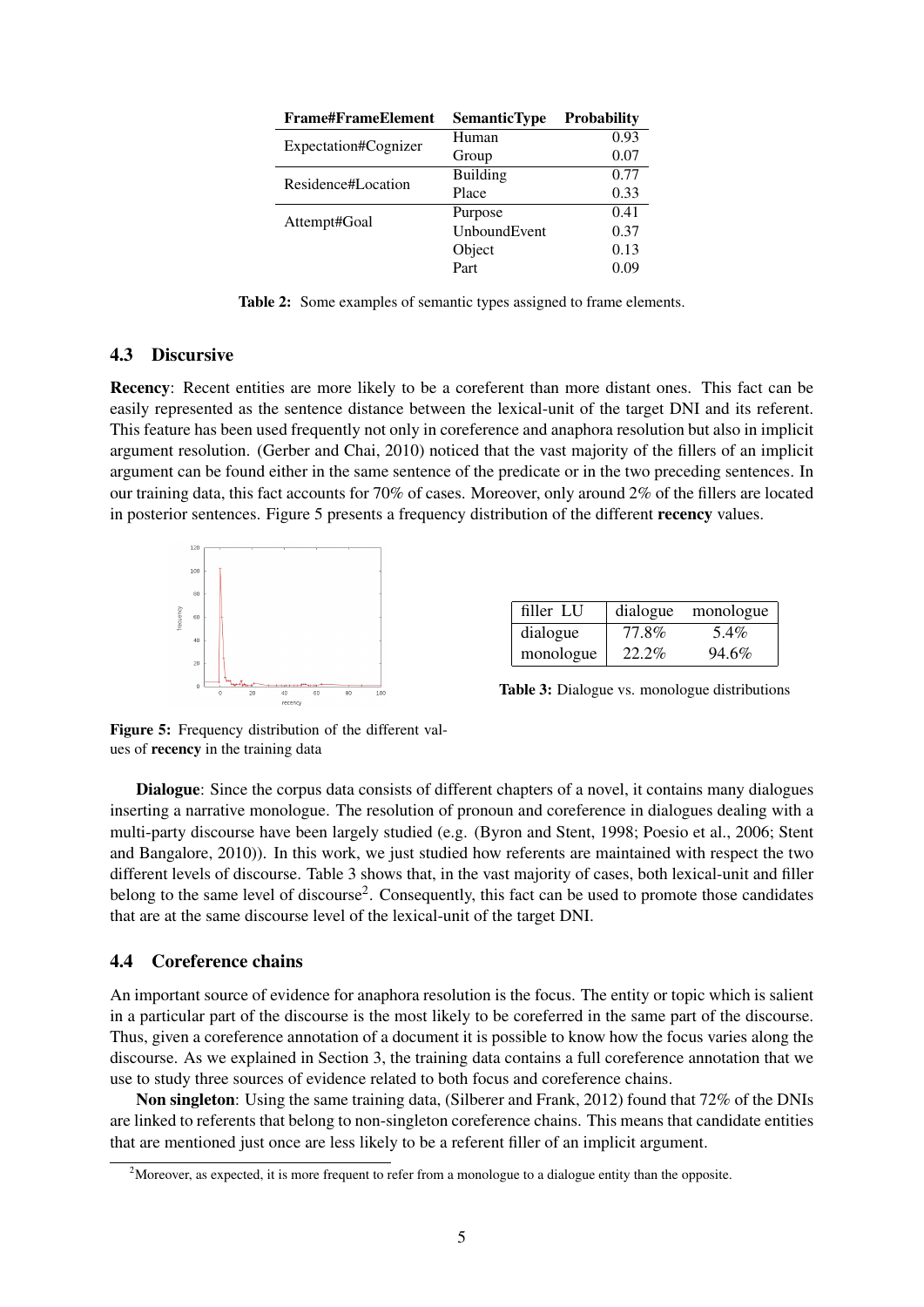| Frame#FrameElement | SemanticType | Probability |
|---|---|---|
| Expectation#Cognizer | Human | 0.93 |
| | Group | 0.07 |
| Residence#Location | Building | 0.77 |
| | Place | 0.33 |
| Attempt#Goal | Purpose | 0.41 |
| | UnboundEvent | 0.37 |
| | Object | 0.13 |
| | Part | 0.09 |

**Table 2:** Some examples of semantic types assigned to frame elements.

### 4.3 Discursive

**Recency**: Recent entities are more likely to be a coreferent than more distant ones. This fact can be easily represented as the sentence distance between the lexical-unit of the target DNI and its referent. This feature has been used frequently not only in coreference and anaphora resolution but also in implicit argument resolution. (Gerber and Chai, 2010) noticed that the vast majority of the fillers of an implicit argument can be found either in the same sentence of the predicate or in the two preceding sentences. In our training data, this fact accounts for 70% of cases. Moreover, only around 2% of the fillers are located in posterior sentences. Figure 5 presents a frequency distribution of the different **recency** values.

**Figure 5:** Frequency distribution of the different values of **recency** in the training data

| filler LU | dialogue | monologue |
|---|---|---|
| dialogue | 77.8% | 5.4% |
| monologue | 22.2% | 94.6% |

**Table 3:** Dialogue vs. monologue distributions

**Dialogue**: Since the corpus data consists of different chapters of a novel, it contains many dialogues inserting a narrative monologue. The resolution of pronoun and coreference in dialogues dealing with a multi-party discourse have been largely studied (e.g. (Byron and Stent, 1998; Poesio et al., 2006; Stent and Bangalore, 2010)). In this work, we just studied how referents are maintained with respect the two different levels of discourse. Table 3 shows that, in the vast majority of cases, both lexical-unit and filler belong to the same level of discourse[2]. Consequently, this fact can be used to promote those candidates that are at the same discourse level of the lexical-unit of the target DNI.

### 4.4 Coreference chains

An important source of evidence for anaphora resolution is the focus. The entity or topic which is salient in a particular part of the discourse is the most likely to be coreferred in the same part of the discourse. Thus, given a coreference annotation of a document it is possible to know how the focus varies along the discourse. As we explained in Section 3, the training data contains a full coreference annotation that we use to study three sources of evidence related to both focus and coreference chains.

**Non singleton**: Using the same training data, (Silberer and Frank, 2012) found that 72% of the DNIs are linked to referents that belong to non-singleton coreference chains. This means that candidate entities that are mentioned just once are less likely to be a referent filler of an implicit argument.

[2] Moreover, as expected, it is more frequent to refer from a monologue to a dialogue entity than the opposite.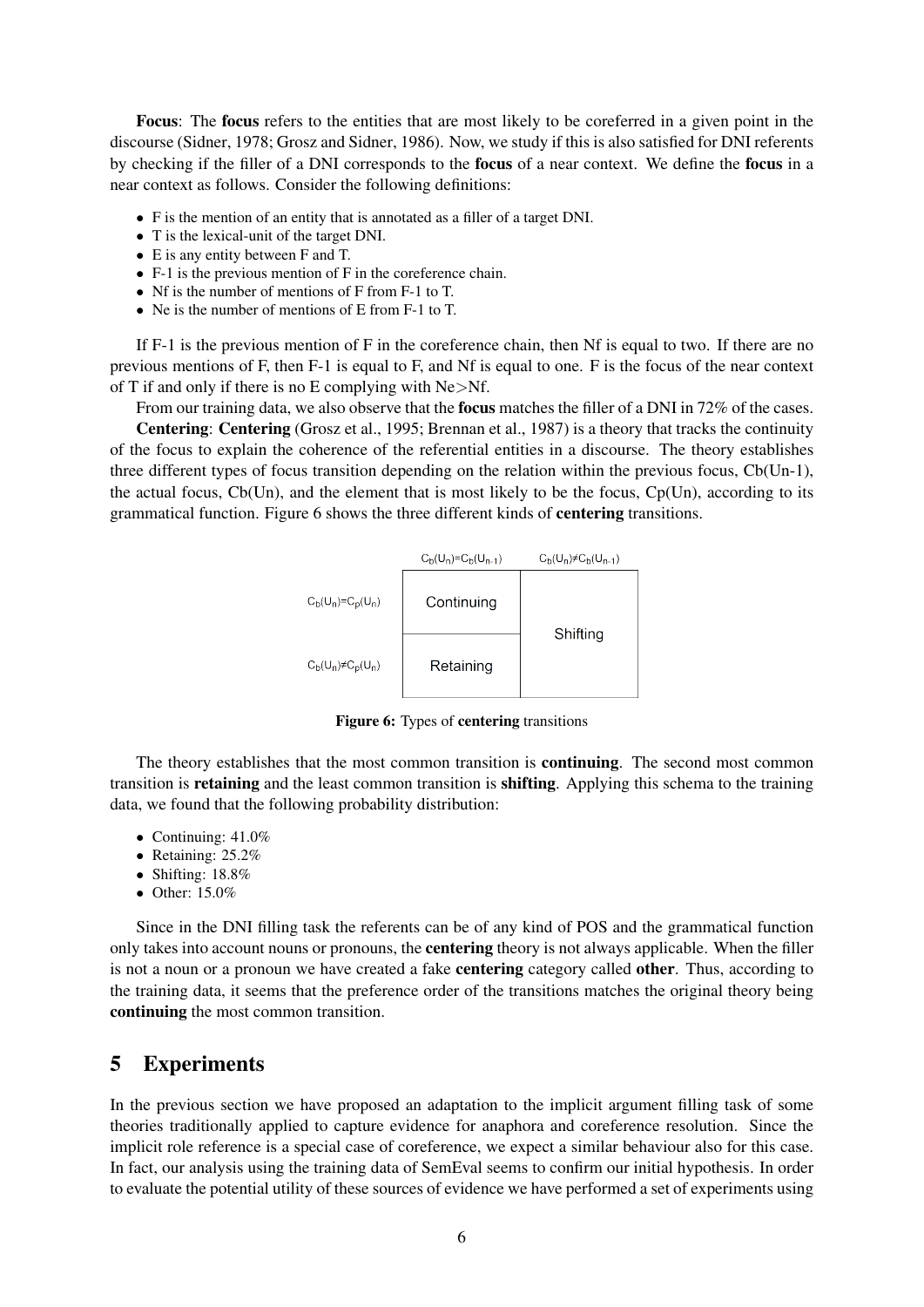**Focus**: The **focus** refers to the entities that are most likely to be coreferred in a given point in the discourse (Sidner, 1978; Grosz and Sidner, 1986). Now, we study if this is also satisfied for DNI referents by checking if the filler of a DNI corresponds to the **focus** of a near context. We define the **focus** in a near context as follows. Consider the following definitions:

- F is the mention of an entity that is annotated as a filler of a target DNI.
- T is the lexical-unit of the target DNI.
- E is any entity between F and T.
- F-1 is the previous mention of F in the coreference chain.
- Nf is the number of mentions of F from F-1 to T.
- Ne is the number of mentions of E from F-1 to T.

If F-1 is the previous mention of F in the coreference chain, then Nf is equal to two. If there are no previous mentions of F, then F-1 is equal to F, and Nf is equal to one. F is the focus of the near context of T if and only if there is no E complying with Ne>Nf.

From our training data, we also observe that the **focus** matches the filler of a DNI in 72% of the cases.

**Centering**: **Centering** (Grosz et al., 1995; Brennan et al., 1987) is a theory that tracks the continuity of the focus to explain the coherence of the referential entities in a discourse. The theory establishes three different types of focus transition depending on the relation within the previous focus, Cb(Un-1), the actual focus, Cb(Un), and the element that is most likely to be the focus, Cp(Un), according to its grammatical function. Figure 6 shows the three different kinds of **centering** transitions.

| | $C_b(U_n)=C_b(U_{n-1})$ | $C_b(U_n)\neq C_b(U_{n-1})$ |
|---|---|---|
| $C_b(U_n)=C_p(U_n)$ | Continuing | Shifting |
| $C_b(U_n)\neq C_p(U_n)$ | Retaining | |

**Figure 6:** Types of **centering** transitions

The theory establishes that the most common transition is **continuing**. The second most common transition is **retaining** and the least common transition is **shifting**. Applying this schema to the training data, we found that the following probability distribution:

- Continuing: 41.0%
- Retaining: 25.2%
- Shifting: 18.8%
- Other: 15.0%

Since in the DNI filling task the referents can be of any kind of POS and the grammatical function only takes into account nouns or pronouns, the **centering** theory is not always applicable. When the filler is not a noun or a pronoun we have created a fake **centering** category called **other**. Thus, according to the training data, it seems that the preference order of the transitions matches the original theory being **continuing** the most common transition.

## 5 Experiments

In the previous section we have proposed an adaptation to the implicit argument filling task of some theories traditionally applied to capture evidence for anaphora and coreference resolution. Since the implicit role reference is a special case of coreference, we expect a similar behaviour also for this case. In fact, our analysis using the training data of SemEval seems to confirm our initial hypothesis. In order to evaluate the potential utility of these sources of evidence we have performed a set of experiments using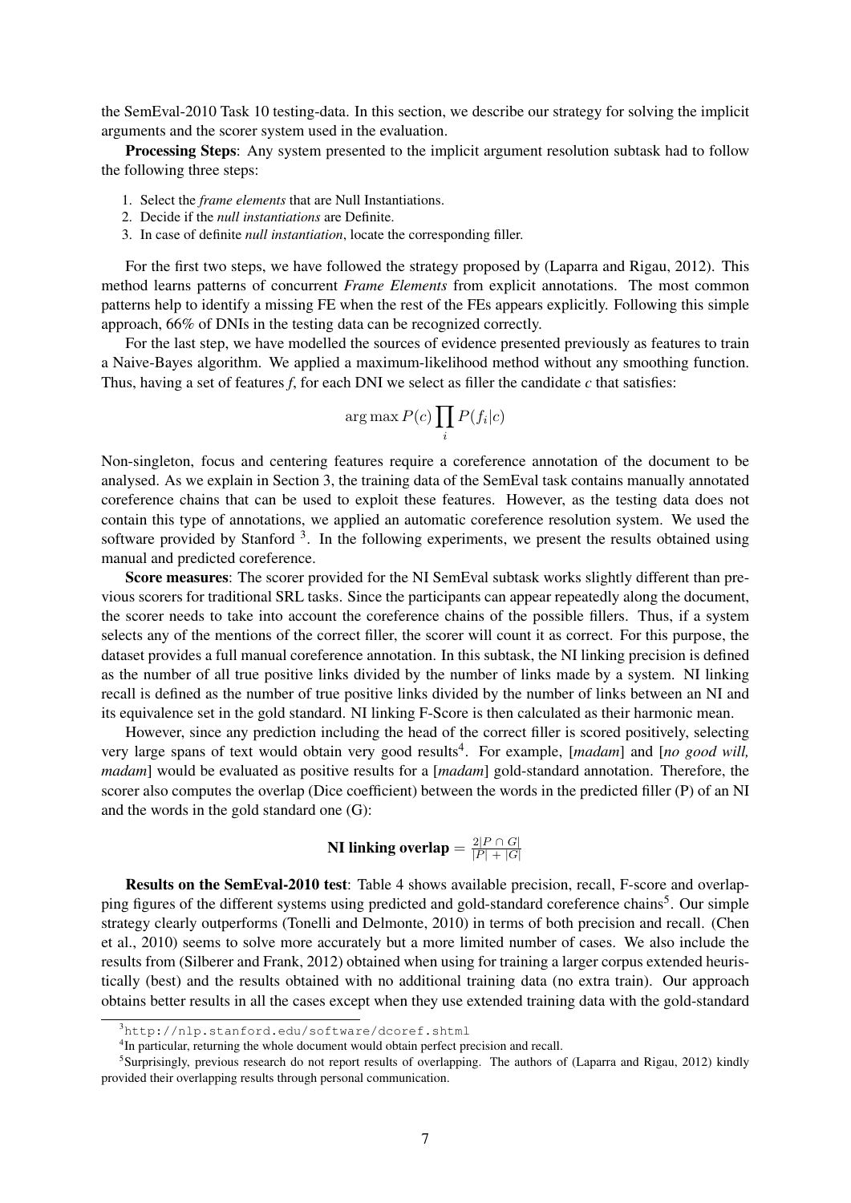the SemEval-2010 Task 10 testing-data. In this section, we describe our strategy for solving the implicit arguments and the scorer system used in the evaluation.

**Processing Steps**: Any system presented to the implicit argument resolution subtask had to follow the following three steps:

1. Select the *frame elements* that are Null Instantiations.
2. Decide if the *null instantiations* are Definite.
3. In case of definite *null instantiation*, locate the corresponding filler.

For the first two steps, we have followed the strategy proposed by (Laparra and Rigau, 2012). This method learns patterns of concurrent *Frame Elements* from explicit annotations. The most common patterns help to identify a missing FE when the rest of the FEs appears explicitly. Following this simple approach, 66% of DNIs in the testing data can be recognized correctly.

For the last step, we have modelled the sources of evidence presented previously as features to train a Naive-Bayes algorithm. We applied a maximum-likelihood method without any smoothing function. Thus, having a set of features *f*, for each DNI we select as filler the candidate *c* that satisfies:

$$\arg\max P(c) \prod_i P(f_i|c)$$

Non-singleton, focus and centering features require a coreference annotation of the document to be analysed. As we explain in Section 3, the training data of the SemEval task contains manually annotated coreference chains that can be used to exploit these features. However, as the testing data does not contain this type of annotations, we applied an automatic coreference resolution system. We used the software provided by Stanford [3]. In the following experiments, we present the results obtained using manual and predicted coreference.

**Score measures**: The scorer provided for the NI SemEval subtask works slightly different than previous scorers for traditional SRL tasks. Since the participants can appear repeatedly along the document, the scorer needs to take into account the coreference chains of the possible fillers. Thus, if a system selects any of the mentions of the correct filler, the scorer will count it as correct. For this purpose, the dataset provides a full manual coreference annotation. In this subtask, the NI linking precision is defined as the number of all true positive links divided by the number of links made by a system. NI linking recall is defined as the number of true positive links divided by the number of links between an NI and its equivalence set in the gold standard. NI linking F-Score is then calculated as their harmonic mean.

However, since any prediction including the head of the correct filler is scored positively, selecting very large spans of text would obtain very good results[4]. For example, [*madam*] and [*no good will, madam*] would be evaluated as positive results for a [*madam*] gold-standard annotation. Therefore, the scorer also computes the overlap (Dice coefficient) between the words in the predicted filler (P) of an NI and the words in the gold standard one (G):

$$\textbf{NI linking overlap} = \frac{2|P \cap G|}{|P| + |G|}$$

**Results on the SemEval-2010 test**: Table 4 shows available precision, recall, F-score and overlapping figures of the different systems using predicted and gold-standard coreference chains[5]. Our simple strategy clearly outperforms (Tonelli and Delmonte, 2010) in terms of both precision and recall. (Chen et al., 2010) seems to solve more accurately but a more limited number of cases. We also include the results from (Silberer and Frank, 2012) obtained when using for training a larger corpus extended heuristically (best) and the results obtained with no additional training data (no extra train). Our approach obtains better results in all the cases except when they use extended training data with the gold-standard

[3] `http://nlp.stanford.edu/software/dcoref.shtml`

[4] In particular, returning the whole document would obtain perfect precision and recall.

[5] Surprisingly, previous research do not report results of overlapping. The authors of (Laparra and Rigau, 2012) kindly provided their overlapping results through personal communication.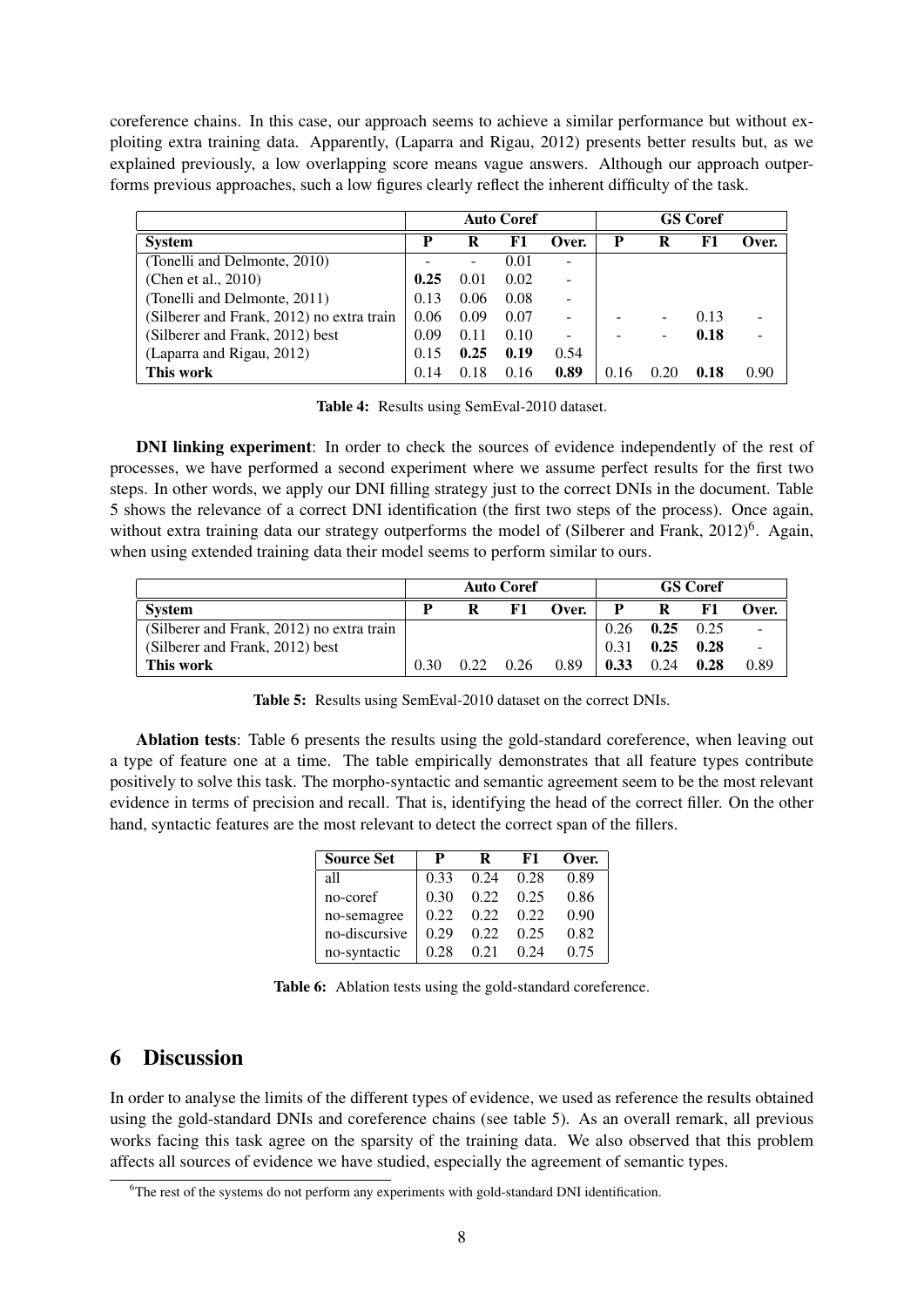coreference chains. In this case, our approach seems to achieve a similar performance but without exploiting extra training data. Apparently, (Laparra and Rigau, 2012) presents better results but, as we explained previously, a low overlapping score means vague answers. Although our approach outperforms previous approaches, such a low figures clearly reflect the inherent difficulty of the task.

| | Auto Coref | | | | GS Coref | | | |
|---|---|---|---|---|---|---|---|---|
| **System** | **P** | **R** | **F1** | **Over.** | **P** | **R** | **F1** | **Over.** |
| (Tonelli and Delmonte, 2010) | - | - | 0.01 | - | | | | |
| (Chen et al., 2010) | **0.25** | 0.01 | 0.02 | - | | | | |
| (Tonelli and Delmonte, 2011) | 0.13 | 0.06 | 0.08 | - | | | | |
| (Silberer and Frank, 2012) no extra train | 0.06 | 0.09 | 0.07 | - | - | - | 0.13 | - |
| (Silberer and Frank, 2012) best | 0.09 | 0.11 | 0.10 | - | - | - | **0.18** | - |
| (Laparra and Rigau, 2012) | 0.15 | **0.25** | **0.19** | 0.54 | | | | |
| **This work** | 0.14 | 0.18 | 0.16 | **0.89** | 0.16 | 0.20 | **0.18** | 0.90 |

**Table 4:** Results using SemEval-2010 dataset.

**DNI linking experiment**: In order to check the sources of evidence independently of the rest of processes, we have performed a second experiment where we assume perfect results for the first two steps. In other words, we apply our DNI filling strategy just to the correct DNIs in the document. Table 5 shows the relevance of a correct DNI identification (the first two steps of the process). Once again, without extra training data our strategy outperforms the model of (Silberer and Frank, 2012)[6]. Again, when using extended training data their model seems to perform similar to ours.

| | Auto Coref | | | | GS Coref | | | |
|---|---|---|---|---|---|---|---|---|
| **System** | **P** | **R** | **F1** | **Over.** | **P** | **R** | **F1** | **Over.** |
| (Silberer and Frank, 2012) no extra train | | | | | 0.26 | **0.25** | 0.25 | - |
| (Silberer and Frank, 2012) best | | | | | 0.31 | **0.25** | **0.28** | - |
| **This work** | 0.30 | 0.22 | 0.26 | 0.89 | **0.33** | 0.24 | **0.28** | 0.89 |

**Table 5:** Results using SemEval-2010 dataset on the correct DNIs.

**Ablation tests**: Table 6 presents the results using the gold-standard coreference, when leaving out a type of feature one at a time. The table empirically demonstrates that all feature types contribute positively to solve this task. The morpho-syntactic and semantic agreement seem to be the most relevant evidence in terms of precision and recall. That is, identifying the head of the correct filler. On the other hand, syntactic features are the most relevant to detect the correct span of the fillers.

| **Source Set** | **P** | **R** | **F1** | **Over.** |
|---|---|---|---|---|
| all | 0.33 | 0.24 | 0.28 | 0.89 |
| no-coref | 0.30 | 0.22 | 0.25 | 0.86 |
| no-semagree | 0.22 | 0.22 | 0.22 | 0.90 |
| no-discursive | 0.29 | 0.22 | 0.25 | 0.82 |
| no-syntactic | 0.28 | 0.21 | 0.24 | 0.75 |

**Table 6:** Ablation tests using the gold-standard coreference.

## 6 Discussion

In order to analyse the limits of the different types of evidence, we used as reference the results obtained using the gold-standard DNIs and coreference chains (see table 5). As an overall remark, all previous works facing this task agree on the sparsity of the training data. We also observed that this problem affects all sources of evidence we have studied, especially the agreement of semantic types.

[6] The rest of the systems do not perform any experiments with gold-standard DNI identification.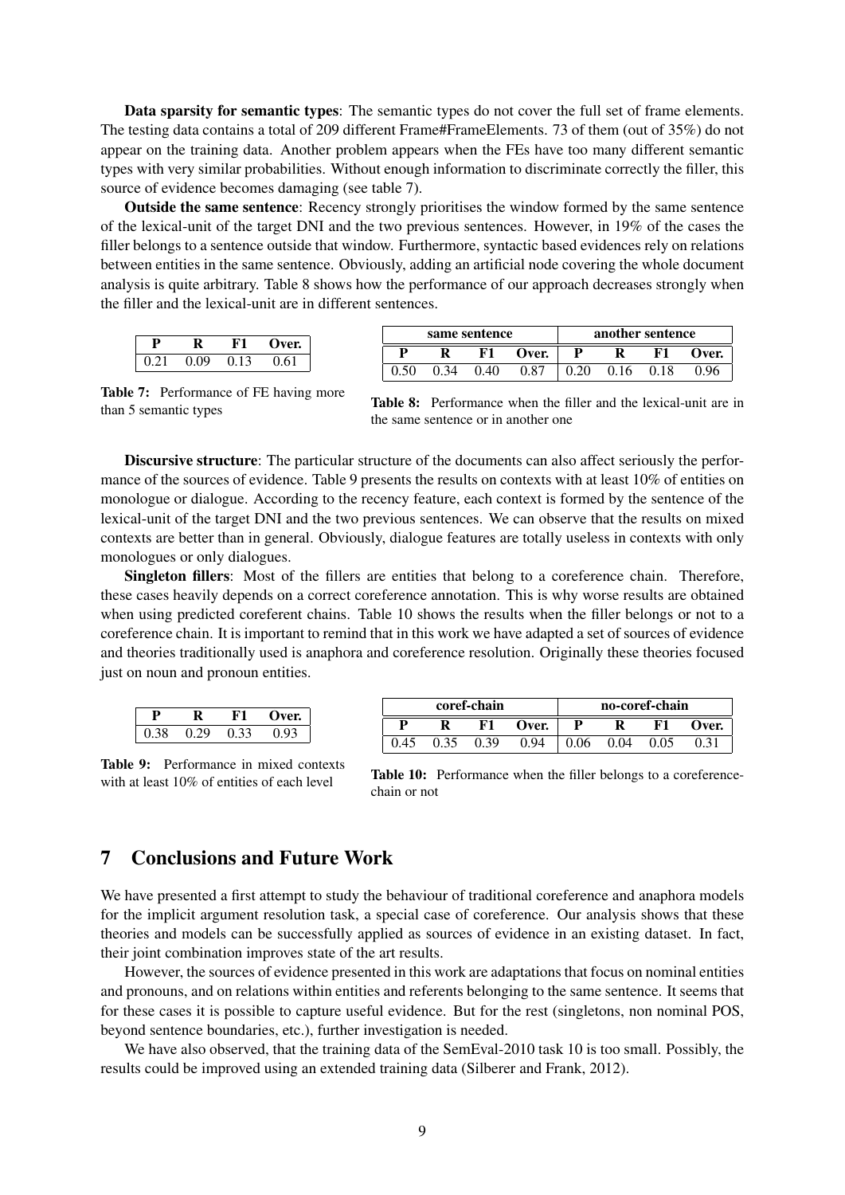**Data sparsity for semantic types**: The semantic types do not cover the full set of frame elements. The testing data contains a total of 209 different Frame#FrameElements. 73 of them (out of 35%) do not appear on the training data. Another problem appears when the FEs have too many different semantic types with very similar probabilities. Without enough information to discriminate correctly the filler, this source of evidence becomes damaging (see table 7).

**Outside the same sentence**: Recency strongly prioritises the window formed by the same sentence of the lexical-unit of the target DNI and the two previous sentences. However, in 19% of the cases the filler belongs to a sentence outside that window. Furthermore, syntactic based evidences rely on relations between entities in the same sentence. Obviously, adding an artificial node covering the whole document analysis is quite arbitrary. Table 8 shows how the performance of our approach decreases strongly when the filler and the lexical-unit are in different sentences.

| P | R | F1 | Over. |
|---|---|---|---|
| 0.21 | 0.09 | 0.13 | 0.61 |

**Table 7:** Performance of FE having more than 5 semantic types

| same sentence | | | | another sentence | | | |
|---|---|---|---|---|---|---|---|
| P | R | F1 | Over. | P | R | F1 | Over. |
| 0.50 | 0.34 | 0.40 | 0.87 | 0.20 | 0.16 | 0.18 | 0.96 |

**Table 8:** Performance when the filler and the lexical-unit are in the same sentence or in another one

**Discursive structure**: The particular structure of the documents can also affect seriously the performance of the sources of evidence. Table 9 presents the results on contexts with at least 10% of entities on monologue or dialogue. According to the recency feature, each context is formed by the sentence of the lexical-unit of the target DNI and the two previous sentences. We can observe that the results on mixed contexts are better than in general. Obviously, dialogue features are totally useless in contexts with only monologues or only dialogues.

**Singleton fillers**: Most of the fillers are entities that belong to a coreference chain. Therefore, these cases heavily depends on a correct coreference annotation. This is why worse results are obtained when using predicted coreferent chains. Table 10 shows the results when the filler belongs or not to a coreference chain. It is important to remind that in this work we have adapted a set of sources of evidence and theories traditionally used is anaphora and coreference resolution. Originally these theories focused just on noun and pronoun entities.

| P | R | F1 | Over. |
|---|---|---|---|
| 0.38 | 0.29 | 0.33 | 0.93 |

**Table 9:** Performance in mixed contexts with at least 10% of entities of each level

| coref-chain | | | | no-coref-chain | | | |
|---|---|---|---|---|---|---|---|
| P | R | F1 | Over. | P | R | F1 | Over. |
| 0.45 | 0.35 | 0.39 | 0.94 | 0.06 | 0.04 | 0.05 | 0.31 |

**Table 10:** Performance when the filler belongs to a coreference-chain or not

## 7 Conclusions and Future Work

We have presented a first attempt to study the behaviour of traditional coreference and anaphora models for the implicit argument resolution task, a special case of coreference. Our analysis shows that these theories and models can be successfully applied as sources of evidence in an existing dataset. In fact, their joint combination improves state of the art results.

However, the sources of evidence presented in this work are adaptations that focus on nominal entities and pronouns, and on relations within entities and referents belonging to the same sentence. It seems that for these cases it is possible to capture useful evidence. But for the rest (singletons, non nominal POS, beyond sentence boundaries, etc.), further investigation is needed.

We have also observed, that the training data of the SemEval-2010 task 10 is too small. Possibly, the results could be improved using an extended training data (Silberer and Frank, 2012).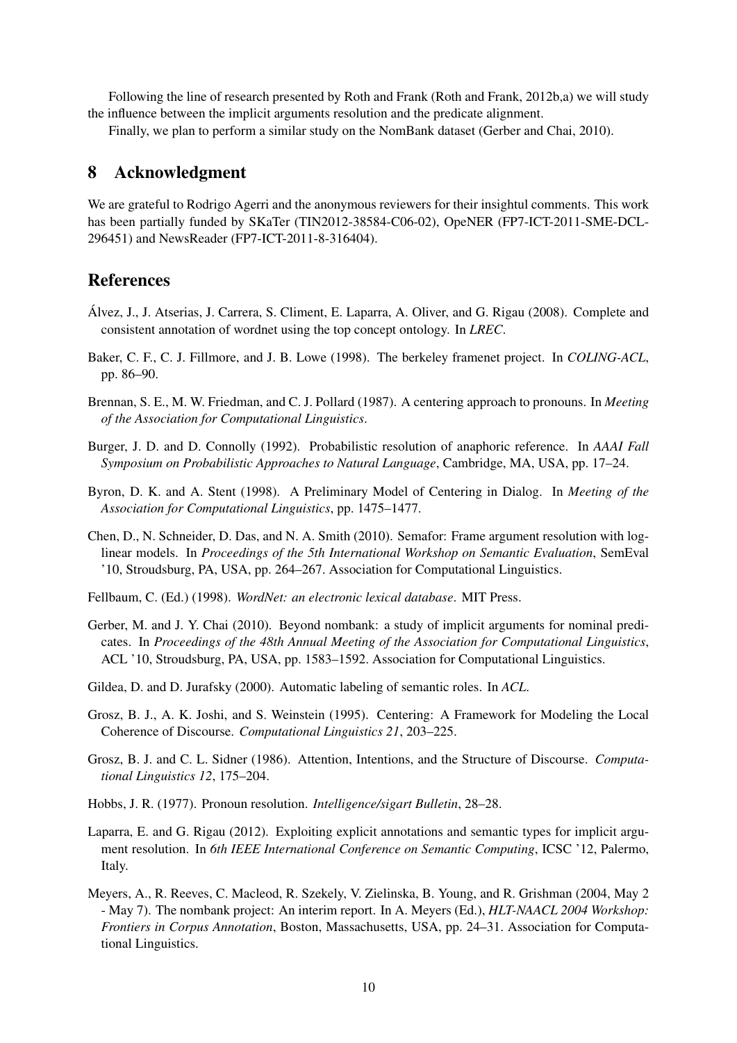Following the line of research presented by Roth and Frank (Roth and Frank, 2012b,a) we will study the influence between the implicit arguments resolution and the predicate alignment.

Finally, we plan to perform a similar study on the NomBank dataset (Gerber and Chai, 2010).

## 8 Acknowledgment

We are grateful to Rodrigo Agerri and the anonymous reviewers for their insightul comments. This work has been partially funded by SKaTer (TIN2012-38584-C06-02), OpeNER (FP7-ICT-2011-SME-DCL-296451) and NewsReader (FP7-ICT-2011-8-316404).

## References

Álvez, J., J. Atserias, J. Carrera, S. Climent, E. Laparra, A. Oliver, and G. Rigau (2008). Complete and consistent annotation of wordnet using the top concept ontology. In *LREC*.

Baker, C. F., C. J. Fillmore, and J. B. Lowe (1998). The berkeley framenet project. In *COLING-ACL*, pp. 86–90.

Brennan, S. E., M. W. Friedman, and C. J. Pollard (1987). A centering approach to pronouns. In *Meeting of the Association for Computational Linguistics*.

Burger, J. D. and D. Connolly (1992). Probabilistic resolution of anaphoric reference. In *AAAI Fall Symposium on Probabilistic Approaches to Natural Language*, Cambridge, MA, USA, pp. 17–24.

Byron, D. K. and A. Stent (1998). A Preliminary Model of Centering in Dialog. In *Meeting of the Association for Computational Linguistics*, pp. 1475–1477.

Chen, D., N. Schneider, D. Das, and N. A. Smith (2010). Semafor: Frame argument resolution with log-linear models. In *Proceedings of the 5th International Workshop on Semantic Evaluation*, SemEval '10, Stroudsburg, PA, USA, pp. 264–267. Association for Computational Linguistics.

Fellbaum, C. (Ed.) (1998). *WordNet: an electronic lexical database*. MIT Press.

Gerber, M. and J. Y. Chai (2010). Beyond nombank: a study of implicit arguments for nominal predicates. In *Proceedings of the 48th Annual Meeting of the Association for Computational Linguistics*, ACL '10, Stroudsburg, PA, USA, pp. 1583–1592. Association for Computational Linguistics.

Gildea, D. and D. Jurafsky (2000). Automatic labeling of semantic roles. In *ACL*.

Grosz, B. J., A. K. Joshi, and S. Weinstein (1995). Centering: A Framework for Modeling the Local Coherence of Discourse. *Computational Linguistics 21*, 203–225.

Grosz, B. J. and C. L. Sidner (1986). Attention, Intentions, and the Structure of Discourse. *Computational Linguistics 12*, 175–204.

Hobbs, J. R. (1977). Pronoun resolution. *Intelligence/sigart Bulletin*, 28–28.

Laparra, E. and G. Rigau (2012). Exploiting explicit annotations and semantic types for implicit argument resolution. In *6th IEEE International Conference on Semantic Computing*, ICSC '12, Palermo, Italy.

Meyers, A., R. Reeves, C. Macleod, R. Szekely, V. Zielinska, B. Young, and R. Grishman (2004, May 2 - May 7). The nombank project: An interim report. In A. Meyers (Ed.), *HLT-NAACL 2004 Workshop: Frontiers in Corpus Annotation*, Boston, Massachusetts, USA, pp. 24–31. Association for Computational Linguistics.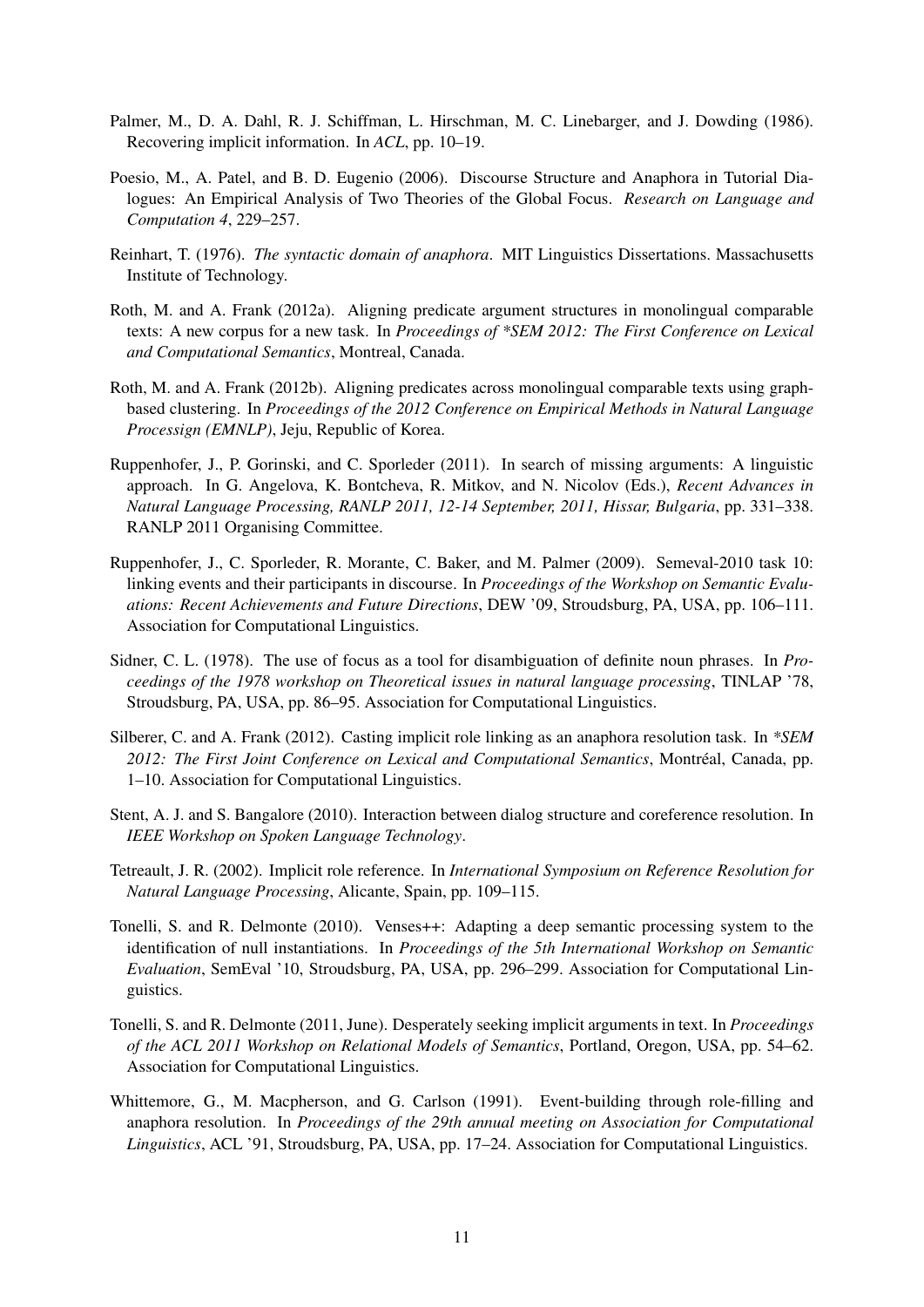Palmer, M., D. A. Dahl, R. J. Schiffman, L. Hirschman, M. C. Linebarger, and J. Dowding (1986). Recovering implicit information. In *ACL*, pp. 10–19.

Poesio, M., A. Patel, and B. D. Eugenio (2006). Discourse Structure and Anaphora in Tutorial Dialogues: An Empirical Analysis of Two Theories of the Global Focus. *Research on Language and Computation 4*, 229–257.

Reinhart, T. (1976). *The syntactic domain of anaphora*. MIT Linguistics Dissertations. Massachusetts Institute of Technology.

Roth, M. and A. Frank (2012a). Aligning predicate argument structures in monolingual comparable texts: A new corpus for a new task. In *Proceedings of *SEM 2012: The First Conference on Lexical and Computational Semantics*, Montreal, Canada.

Roth, M. and A. Frank (2012b). Aligning predicates across monolingual comparable texts using graph-based clustering. In *Proceedings of the 2012 Conference on Empirical Methods in Natural Language Processign (EMNLP)*, Jeju, Republic of Korea.

Ruppenhofer, J., P. Gorinski, and C. Sporleder (2011). In search of missing arguments: A linguistic approach. In G. Angelova, K. Bontcheva, R. Mitkov, and N. Nicolov (Eds.), *Recent Advances in Natural Language Processing, RANLP 2011, 12-14 September, 2011, Hissar, Bulgaria*, pp. 331–338. RANLP 2011 Organising Committee.

Ruppenhofer, J., C. Sporleder, R. Morante, C. Baker, and M. Palmer (2009). Semeval-2010 task 10: linking events and their participants in discourse. In *Proceedings of the Workshop on Semantic Evaluations: Recent Achievements and Future Directions*, DEW '09, Stroudsburg, PA, USA, pp. 106–111. Association for Computational Linguistics.

Sidner, C. L. (1978). The use of focus as a tool for disambiguation of definite noun phrases. In *Proceedings of the 1978 workshop on Theoretical issues in natural language processing*, TINLAP '78, Stroudsburg, PA, USA, pp. 86–95. Association for Computational Linguistics.

Silberer, C. and A. Frank (2012). Casting implicit role linking as an anaphora resolution task. In **SEM 2012: The First Joint Conference on Lexical and Computational Semantics*, Montréal, Canada, pp. 1–10. Association for Computational Linguistics.

Stent, A. J. and S. Bangalore (2010). Interaction between dialog structure and coreference resolution. In *IEEE Workshop on Spoken Language Technology*.

Tetreault, J. R. (2002). Implicit role reference. In *International Symposium on Reference Resolution for Natural Language Processing*, Alicante, Spain, pp. 109–115.

Tonelli, S. and R. Delmonte (2010). Venses++: Adapting a deep semantic processing system to the identification of null instantiations. In *Proceedings of the 5th International Workshop on Semantic Evaluation*, SemEval '10, Stroudsburg, PA, USA, pp. 296–299. Association for Computational Linguistics.

Tonelli, S. and R. Delmonte (2011, June). Desperately seeking implicit arguments in text. In *Proceedings of the ACL 2011 Workshop on Relational Models of Semantics*, Portland, Oregon, USA, pp. 54–62. Association for Computational Linguistics.

Whittemore, G., M. Macpherson, and G. Carlson (1991). Event-building through role-filling and anaphora resolution. In *Proceedings of the 29th annual meeting on Association for Computational Linguistics*, ACL '91, Stroudsburg, PA, USA, pp. 17–24. Association for Computational Linguistics.